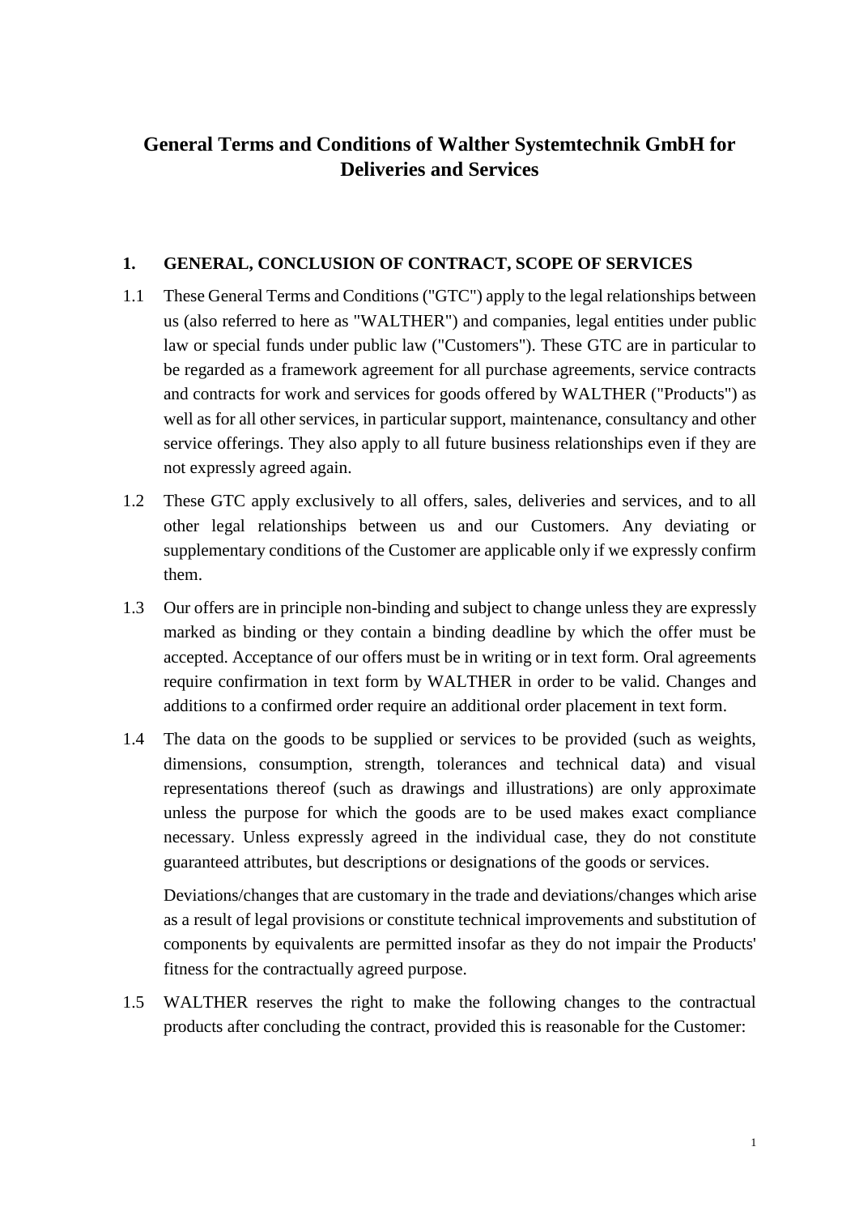# General Terms and Conditions of Walther Systemtechnik GmbH for Deliveries and Services

## 1. GENERAL, CONCLUSION OF CONTRACT, SCOPE OF SERVICES

1.1 These General Terms and Conditions ("GTC") apply to the legal relationships between us (also referred to here as "WALTHER") and companies, legal entities under public law or special funds under public law ("Customers"). These GTC are in particular to be regarded as a framework agreement for all purchase agreements, service contracts and contracts for work and services for goods offered by WALTHER ("Products") as well as for all other services, in particular support, maintenance, consultancy and other service offerings. They also apply to all future business relationships even if they are not expressly agreed again.

1.2 These GTC apply exclusively to all offers, sales, deliveries and services, and to all other legal relationships between us and our Customers. Any deviating or supplementary conditions of the Customer are applicable only if we expressly confirm them.

1.3 Our offers are in principle non-binding and subject to change unless they are expressly marked as binding or they contain a binding deadline by which the offer must be accepted. Acceptance of our offers must be in writing or in text form. Oral agreements require confirmation in text form by WALTHER in order to be valid. Changes and additions to a confirmed order require an additional order placement in text form.

1.4 The data on the goods to be supplied or services to be provided (such as weights, dimensions, consumption, strength, tolerances and technical data) and visual representations thereof (such as drawings and illustrations) are only approximate unless the purpose for which the goods are to be used makes exact compliance necessary. Unless expressly agreed in the individual case, they do not constitute guaranteed attributes, but descriptions or designations of the goods or services.

Deviations/changes that are customary in the trade and deviations/changes which arise as a result of legal provisions or constitute technical improvements and substitution of components by equivalents are permitted insofar as they do not impair the Products' fitness for the contractually agreed purpose.

1.5 WALTHER reserves the right to make the following changes to the contractual products after concluding the contract, provided this is reasonable for the Customer: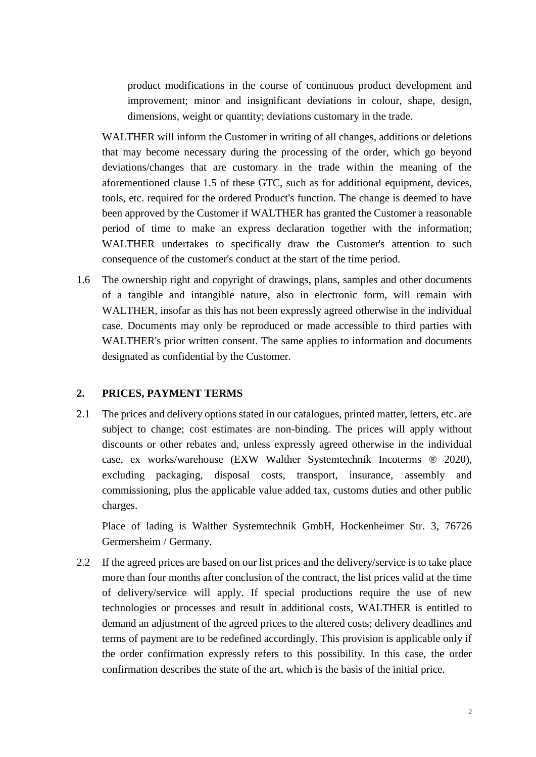product modifications in the course of continuous product development and improvement; minor and insignificant deviations in colour, shape, design, dimensions, weight or quantity; deviations customary in the trade.

WALTHER will inform the Customer in writing of all changes, additions or deletions that may become necessary during the processing of the order, which go beyond deviations/changes that are customary in the trade within the meaning of the aforementioned clause 1.5 of these GTC, such as for additional equipment, devices, tools, etc. required for the ordered Product's function. The change is deemed to have been approved by the Customer if WALTHER has granted the Customer a reasonable period of time to make an express declaration together with the information; WALTHER undertakes to specifically draw the Customer's attention to such consequence of the customer's conduct at the start of the time period.

1.6 The ownership right and copyright of drawings, plans, samples and other documents of a tangible and intangible nature, also in electronic form, will remain with WALTHER, insofar as this has not been expressly agreed otherwise in the individual case. Documents may only be reproduced or made accessible to third parties with WALTHER's prior written consent. The same applies to information and documents designated as confidential by the Customer.

## 2. PRICES, PAYMENT TERMS

2.1 The prices and delivery options stated in our catalogues, printed matter, letters, etc. are subject to change; cost estimates are non-binding. The prices will apply without discounts or other rebates and, unless expressly agreed otherwise in the individual case, ex works/warehouse (EXW Walther Systemtechnik Incoterms ® 2020), excluding packaging, disposal costs, transport, insurance, assembly and commissioning, plus the applicable value added tax, customs duties and other public charges.

Place of lading is Walther Systemtechnik GmbH, Hockenheimer Str. 3, 76726 Germersheim / Germany.

2.2 If the agreed prices are based on our list prices and the delivery/service is to take place more than four months after conclusion of the contract, the list prices valid at the time of delivery/service will apply. If special productions require the use of new technologies or processes and result in additional costs, WALTHER is entitled to demand an adjustment of the agreed prices to the altered costs; delivery deadlines and terms of payment are to be redefined accordingly. This provision is applicable only if the order confirmation expressly refers to this possibility. In this case, the order confirmation describes the state of the art, which is the basis of the initial price.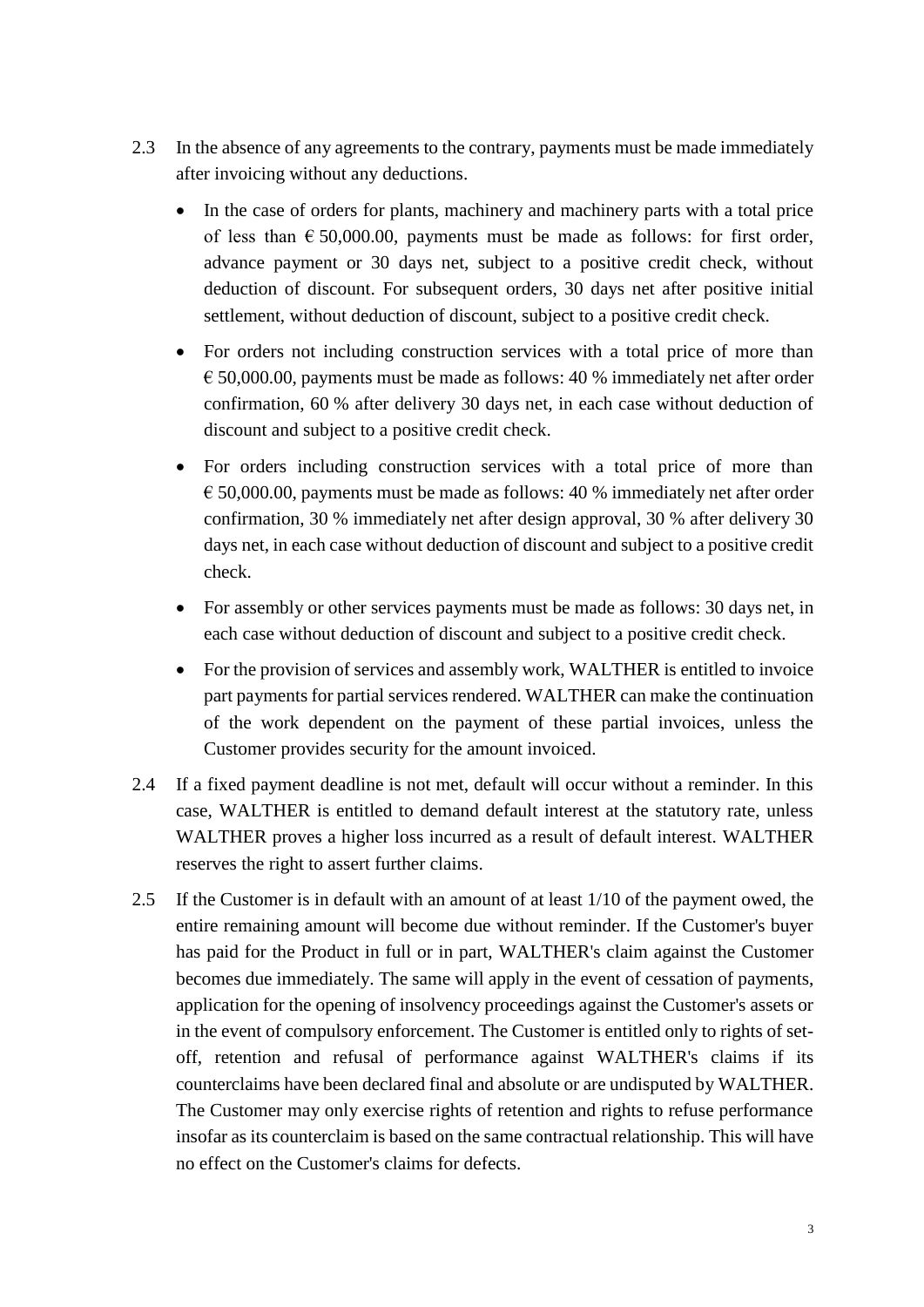2.3 In the absence of any agreements to the contrary, payments must be made immediately after invoicing without any deductions.

- In the case of orders for plants, machinery and machinery parts with a total price of less than € 50,000.00, payments must be made as follows: for first order, advance payment or 30 days net, subject to a positive credit check, without deduction of discount. For subsequent orders, 30 days net after positive initial settlement, without deduction of discount, subject to a positive credit check.
- For orders not including construction services with a total price of more than € 50,000.00, payments must be made as follows: 40 % immediately net after order confirmation, 60 % after delivery 30 days net, in each case without deduction of discount and subject to a positive credit check.
- For orders including construction services with a total price of more than € 50,000.00, payments must be made as follows: 40 % immediately net after order confirmation, 30 % immediately net after design approval, 30 % after delivery 30 days net, in each case without deduction of discount and subject to a positive credit check.
- For assembly or other services payments must be made as follows: 30 days net, in each case without deduction of discount and subject to a positive credit check.
- For the provision of services and assembly work, WALTHER is entitled to invoice part payments for partial services rendered. WALTHER can make the continuation of the work dependent on the payment of these partial invoices, unless the Customer provides security for the amount invoiced.

2.4 If a fixed payment deadline is not met, default will occur without a reminder. In this case, WALTHER is entitled to demand default interest at the statutory rate, unless WALTHER proves a higher loss incurred as a result of default interest. WALTHER reserves the right to assert further claims.

2.5 If the Customer is in default with an amount of at least 1/10 of the payment owed, the entire remaining amount will become due without reminder. If the Customer's buyer has paid for the Product in full or in part, WALTHER's claim against the Customer becomes due immediately. The same will apply in the event of cessation of payments, application for the opening of insolvency proceedings against the Customer's assets or in the event of compulsory enforcement. The Customer is entitled only to rights of set-off, retention and refusal of performance against WALTHER's claims if its counterclaims have been declared final and absolute or are undisputed by WALTHER. The Customer may only exercise rights of retention and rights to refuse performance insofar as its counterclaim is based on the same contractual relationship. This will have no effect on the Customer's claims for defects.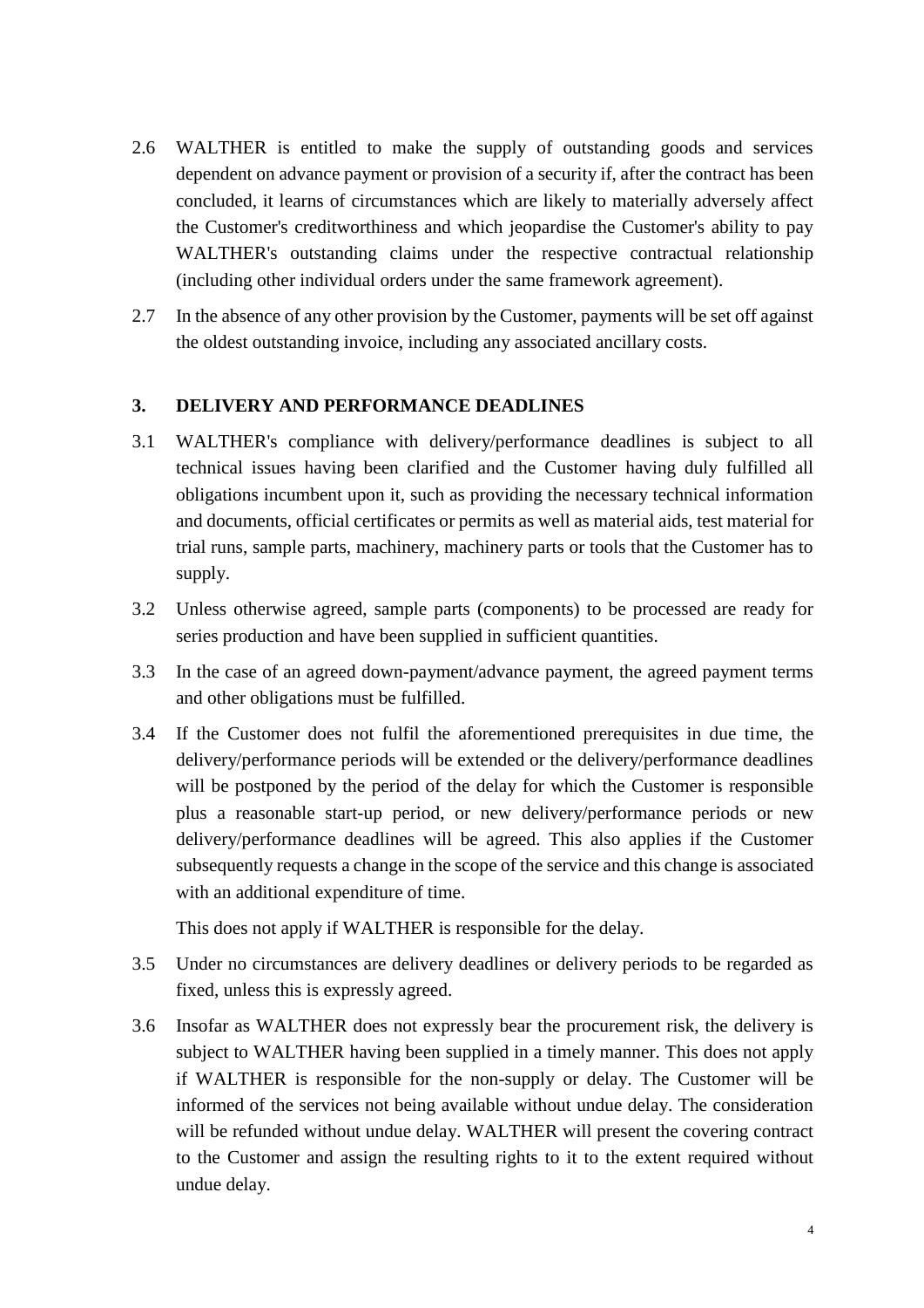2.6 WALTHER is entitled to make the supply of outstanding goods and services dependent on advance payment or provision of a security if, after the contract has been concluded, it learns of circumstances which are likely to materially adversely affect the Customer's creditworthiness and which jeopardise the Customer's ability to pay WALTHER's outstanding claims under the respective contractual relationship (including other individual orders under the same framework agreement).

2.7 In the absence of any other provision by the Customer, payments will be set off against the oldest outstanding invoice, including any associated ancillary costs.

## 3. DELIVERY AND PERFORMANCE DEADLINES

3.1 WALTHER's compliance with delivery/performance deadlines is subject to all technical issues having been clarified and the Customer having duly fulfilled all obligations incumbent upon it, such as providing the necessary technical information and documents, official certificates or permits as well as material aids, test material for trial runs, sample parts, machinery, machinery parts or tools that the Customer has to supply.

3.2 Unless otherwise agreed, sample parts (components) to be processed are ready for series production and have been supplied in sufficient quantities.

3.3 In the case of an agreed down-payment/advance payment, the agreed payment terms and other obligations must be fulfilled.

3.4 If the Customer does not fulfil the aforementioned prerequisites in due time, the delivery/performance periods will be extended or the delivery/performance deadlines will be postponed by the period of the delay for which the Customer is responsible plus a reasonable start-up period, or new delivery/performance periods or new delivery/performance deadlines will be agreed. This also applies if the Customer subsequently requests a change in the scope of the service and this change is associated with an additional expenditure of time.

This does not apply if WALTHER is responsible for the delay.

3.5 Under no circumstances are delivery deadlines or delivery periods to be regarded as fixed, unless this is expressly agreed.

3.6 Insofar as WALTHER does not expressly bear the procurement risk, the delivery is subject to WALTHER having been supplied in a timely manner. This does not apply if WALTHER is responsible for the non-supply or delay. The Customer will be informed of the services not being available without undue delay. The consideration will be refunded without undue delay. WALTHER will present the covering contract to the Customer and assign the resulting rights to it to the extent required without undue delay.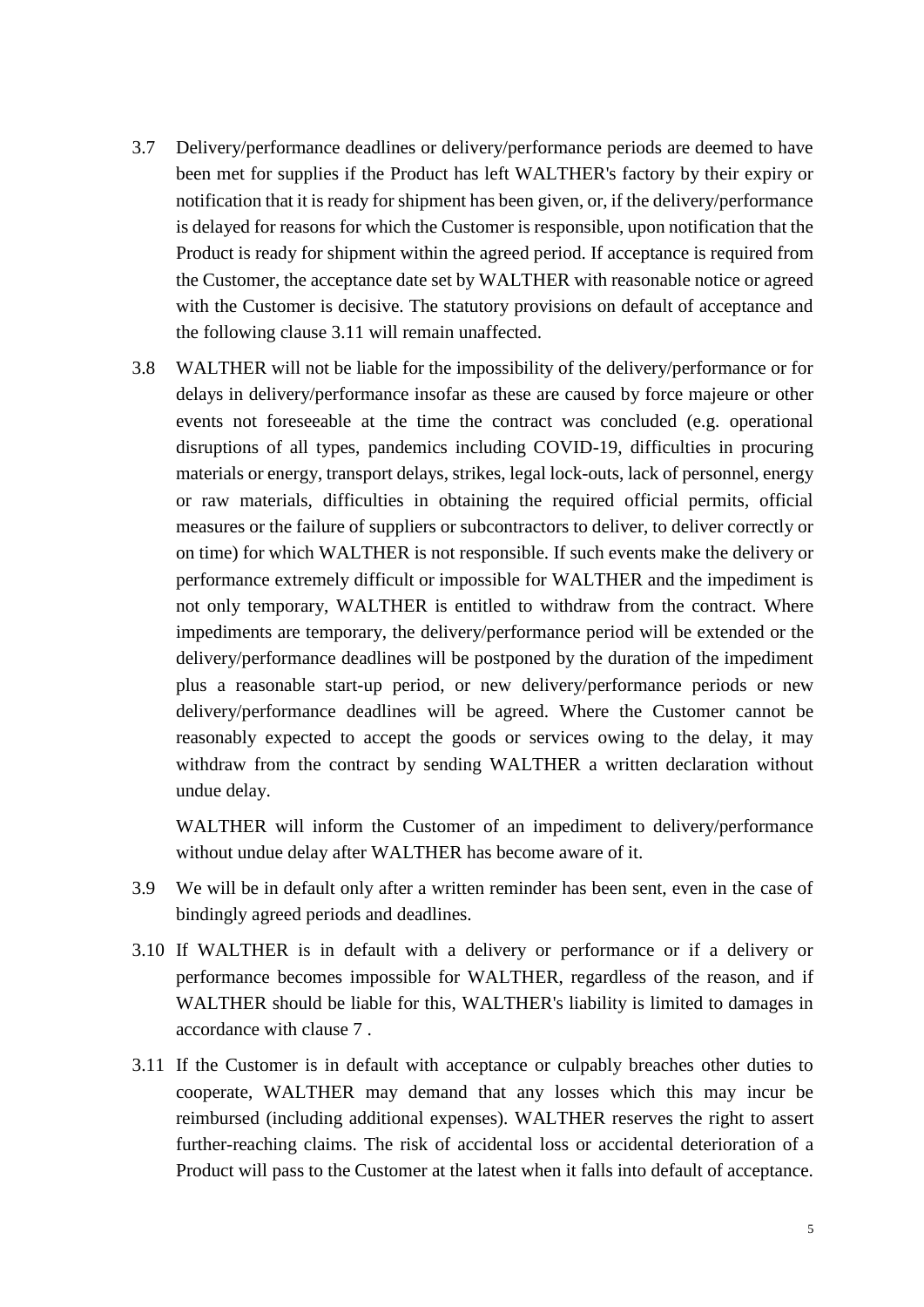3.7 Delivery/performance deadlines or delivery/performance periods are deemed to have been met for supplies if the Product has left WALTHER's factory by their expiry or notification that it is ready for shipment has been given, or, if the delivery/performance is delayed for reasons for which the Customer is responsible, upon notification that the Product is ready for shipment within the agreed period. If acceptance is required from the Customer, the acceptance date set by WALTHER with reasonable notice or agreed with the Customer is decisive. The statutory provisions on default of acceptance and the following clause 3.11 will remain unaffected.

3.8 WALTHER will not be liable for the impossibility of the delivery/performance or for delays in delivery/performance insofar as these are caused by force majeure or other events not foreseeable at the time the contract was concluded (e.g. operational disruptions of all types, pandemics including COVID-19, difficulties in procuring materials or energy, transport delays, strikes, legal lock-outs, lack of personnel, energy or raw materials, difficulties in obtaining the required official permits, official measures or the failure of suppliers or subcontractors to deliver, to deliver correctly or on time) for which WALTHER is not responsible. If such events make the delivery or performance extremely difficult or impossible for WALTHER and the impediment is not only temporary, WALTHER is entitled to withdraw from the contract. Where impediments are temporary, the delivery/performance period will be extended or the delivery/performance deadlines will be postponed by the duration of the impediment plus a reasonable start-up period, or new delivery/performance periods or new delivery/performance deadlines will be agreed. Where the Customer cannot be reasonably expected to accept the goods or services owing to the delay, it may withdraw from the contract by sending WALTHER a written declaration without undue delay.

WALTHER will inform the Customer of an impediment to delivery/performance without undue delay after WALTHER has become aware of it.

3.9 We will be in default only after a written reminder has been sent, even in the case of bindingly agreed periods and deadlines.

3.10 If WALTHER is in default with a delivery or performance or if a delivery or performance becomes impossible for WALTHER, regardless of the reason, and if WALTHER should be liable for this, WALTHER's liability is limited to damages in accordance with clause 7 .

3.11 If the Customer is in default with acceptance or culpably breaches other duties to cooperate, WALTHER may demand that any losses which this may incur be reimbursed (including additional expenses). WALTHER reserves the right to assert further-reaching claims. The risk of accidental loss or accidental deterioration of a Product will pass to the Customer at the latest when it falls into default of acceptance.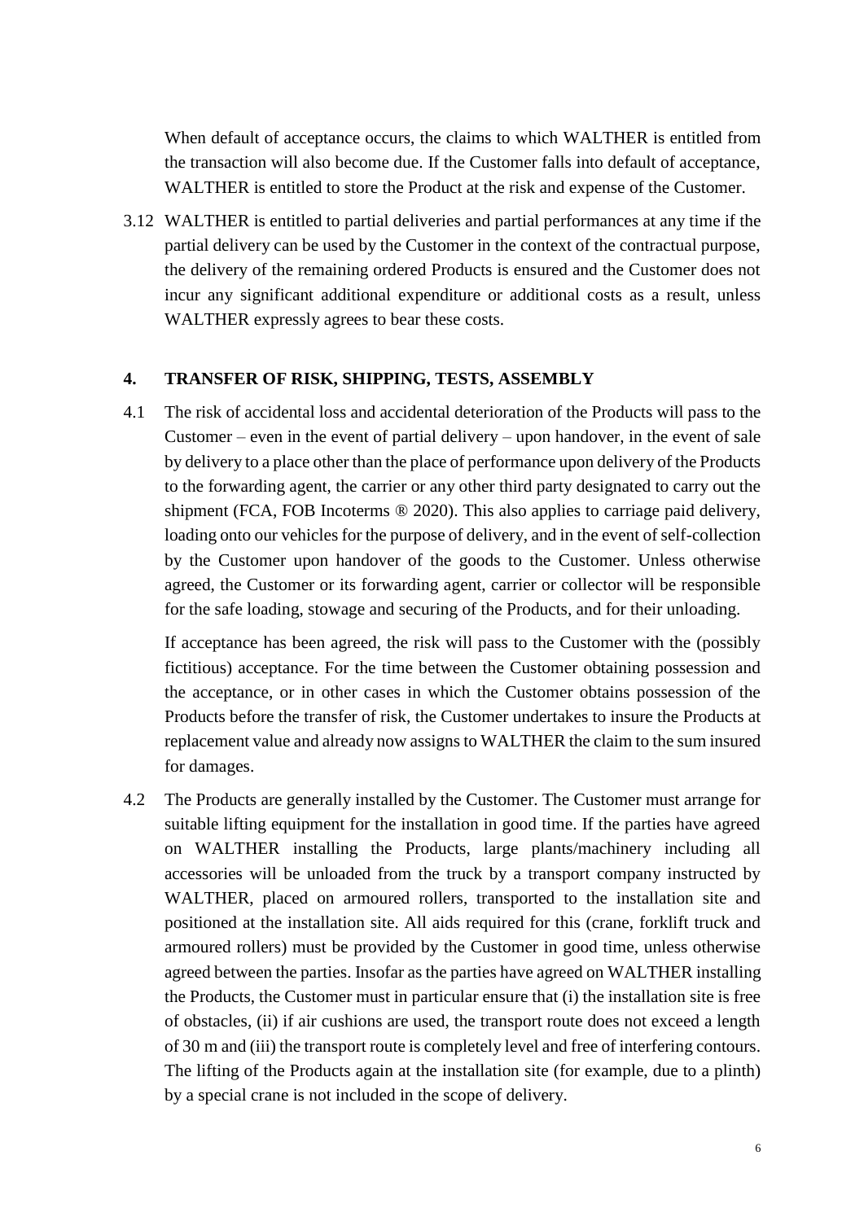When default of acceptance occurs, the claims to which WALTHER is entitled from the transaction will also become due. If the Customer falls into default of acceptance, WALTHER is entitled to store the Product at the risk and expense of the Customer.

3.12 WALTHER is entitled to partial deliveries and partial performances at any time if the partial delivery can be used by the Customer in the context of the contractual purpose, the delivery of the remaining ordered Products is ensured and the Customer does not incur any significant additional expenditure or additional costs as a result, unless WALTHER expressly agrees to bear these costs.

## 4. TRANSFER OF RISK, SHIPPING, TESTS, ASSEMBLY

4.1 The risk of accidental loss and accidental deterioration of the Products will pass to the Customer – even in the event of partial delivery – upon handover, in the event of sale by delivery to a place other than the place of performance upon delivery of the Products to the forwarding agent, the carrier or any other third party designated to carry out the shipment (FCA, FOB Incoterms ® 2020). This also applies to carriage paid delivery, loading onto our vehicles for the purpose of delivery, and in the event of self-collection by the Customer upon handover of the goods to the Customer. Unless otherwise agreed, the Customer or its forwarding agent, carrier or collector will be responsible for the safe loading, stowage and securing of the Products, and for their unloading.

If acceptance has been agreed, the risk will pass to the Customer with the (possibly fictitious) acceptance. For the time between the Customer obtaining possession and the acceptance, or in other cases in which the Customer obtains possession of the Products before the transfer of risk, the Customer undertakes to insure the Products at replacement value and already now assigns to WALTHER the claim to the sum insured for damages.

4.2 The Products are generally installed by the Customer. The Customer must arrange for suitable lifting equipment for the installation in good time. If the parties have agreed on WALTHER installing the Products, large plants/machinery including all accessories will be unloaded from the truck by a transport company instructed by WALTHER, placed on armoured rollers, transported to the installation site and positioned at the installation site. All aids required for this (crane, forklift truck and armoured rollers) must be provided by the Customer in good time, unless otherwise agreed between the parties. Insofar as the parties have agreed on WALTHER installing the Products, the Customer must in particular ensure that (i) the installation site is free of obstacles, (ii) if air cushions are used, the transport route does not exceed a length of 30 m and (iii) the transport route is completely level and free of interfering contours. The lifting of the Products again at the installation site (for example, due to a plinth) by a special crane is not included in the scope of delivery.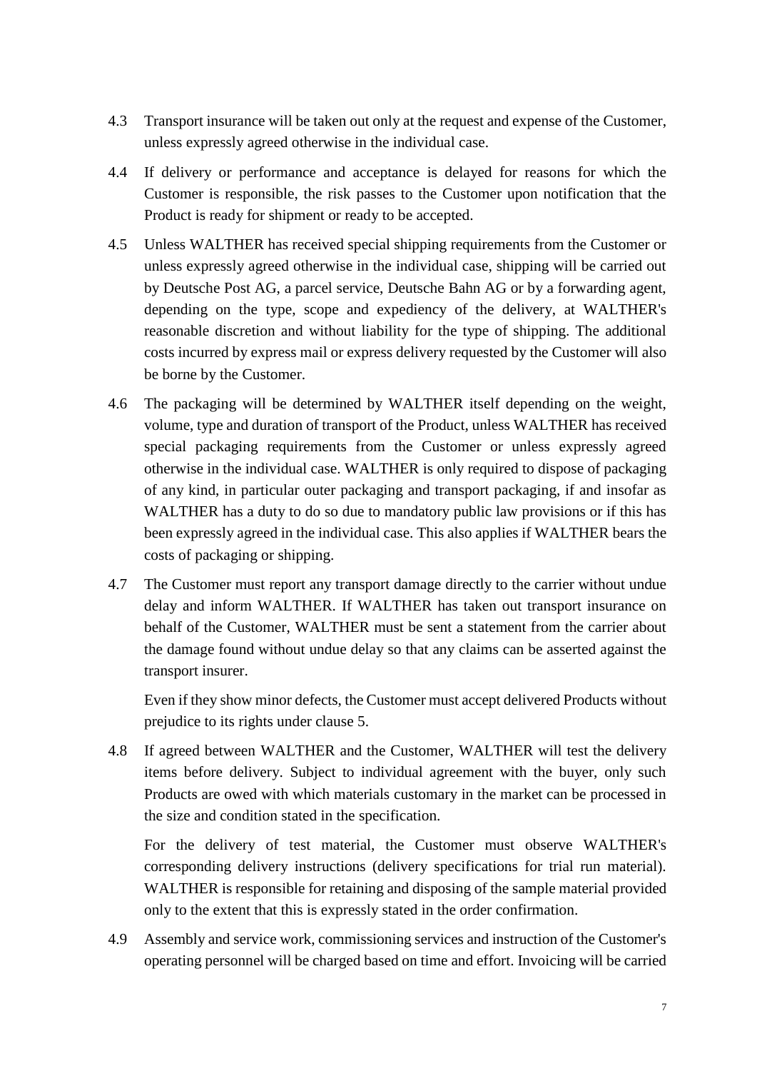4.3 Transport insurance will be taken out only at the request and expense of the Customer, unless expressly agreed otherwise in the individual case.

4.4 If delivery or performance and acceptance is delayed for reasons for which the Customer is responsible, the risk passes to the Customer upon notification that the Product is ready for shipment or ready to be accepted.

4.5 Unless WALTHER has received special shipping requirements from the Customer or unless expressly agreed otherwise in the individual case, shipping will be carried out by Deutsche Post AG, a parcel service, Deutsche Bahn AG or by a forwarding agent, depending on the type, scope and expediency of the delivery, at WALTHER's reasonable discretion and without liability for the type of shipping. The additional costs incurred by express mail or express delivery requested by the Customer will also be borne by the Customer.

4.6 The packaging will be determined by WALTHER itself depending on the weight, volume, type and duration of transport of the Product, unless WALTHER has received special packaging requirements from the Customer or unless expressly agreed otherwise in the individual case. WALTHER is only required to dispose of packaging of any kind, in particular outer packaging and transport packaging, if and insofar as WALTHER has a duty to do so due to mandatory public law provisions or if this has been expressly agreed in the individual case. This also applies if WALTHER bears the costs of packaging or shipping.

4.7 The Customer must report any transport damage directly to the carrier without undue delay and inform WALTHER. If WALTHER has taken out transport insurance on behalf of the Customer, WALTHER must be sent a statement from the carrier about the damage found without undue delay so that any claims can be asserted against the transport insurer.

Even if they show minor defects, the Customer must accept delivered Products without prejudice to its rights under clause 5.

4.8 If agreed between WALTHER and the Customer, WALTHER will test the delivery items before delivery. Subject to individual agreement with the buyer, only such Products are owed with which materials customary in the market can be processed in the size and condition stated in the specification.

For the delivery of test material, the Customer must observe WALTHER's corresponding delivery instructions (delivery specifications for trial run material). WALTHER is responsible for retaining and disposing of the sample material provided only to the extent that this is expressly stated in the order confirmation.

4.9 Assembly and service work, commissioning services and instruction of the Customer's operating personnel will be charged based on time and effort. Invoicing will be carried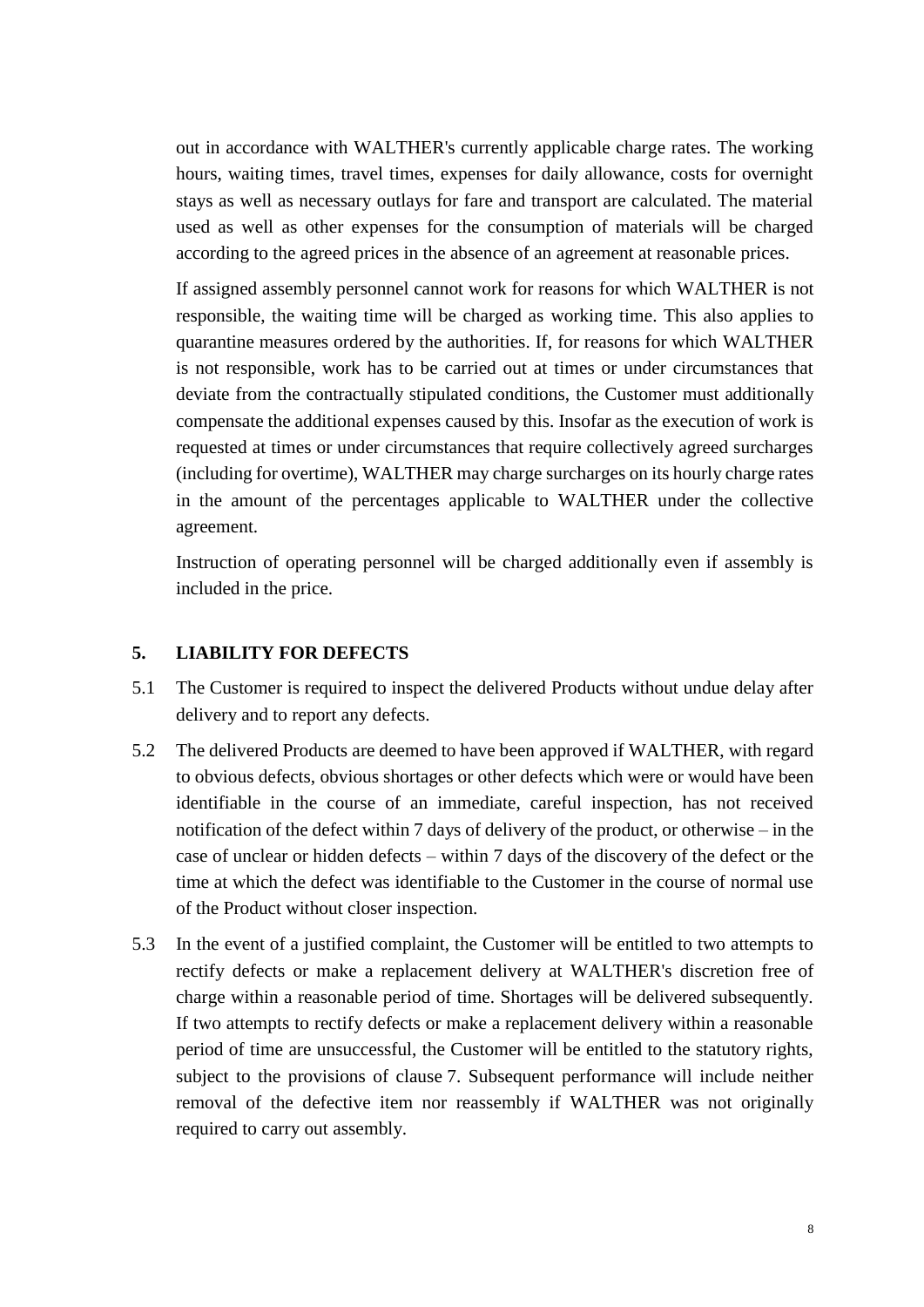out in accordance with WALTHER's currently applicable charge rates. The working hours, waiting times, travel times, expenses for daily allowance, costs for overnight stays as well as necessary outlays for fare and transport are calculated. The material used as well as other expenses for the consumption of materials will be charged according to the agreed prices in the absence of an agreement at reasonable prices.

If assigned assembly personnel cannot work for reasons for which WALTHER is not responsible, the waiting time will be charged as working time. This also applies to quarantine measures ordered by the authorities. If, for reasons for which WALTHER is not responsible, work has to be carried out at times or under circumstances that deviate from the contractually stipulated conditions, the Customer must additionally compensate the additional expenses caused by this. Insofar as the execution of work is requested at times or under circumstances that require collectively agreed surcharges (including for overtime), WALTHER may charge surcharges on its hourly charge rates in the amount of the percentages applicable to WALTHER under the collective agreement.

Instruction of operating personnel will be charged additionally even if assembly is included in the price.

## 5. LIABILITY FOR DEFECTS

5.1 The Customer is required to inspect the delivered Products without undue delay after delivery and to report any defects.

5.2 The delivered Products are deemed to have been approved if WALTHER, with regard to obvious defects, obvious shortages or other defects which were or would have been identifiable in the course of an immediate, careful inspection, has not received notification of the defect within 7 days of delivery of the product, or otherwise – in the case of unclear or hidden defects – within 7 days of the discovery of the defect or the time at which the defect was identifiable to the Customer in the course of normal use of the Product without closer inspection.

5.3 In the event of a justified complaint, the Customer will be entitled to two attempts to rectify defects or make a replacement delivery at WALTHER's discretion free of charge within a reasonable period of time. Shortages will be delivered subsequently. If two attempts to rectify defects or make a replacement delivery within a reasonable period of time are unsuccessful, the Customer will be entitled to the statutory rights, subject to the provisions of clause 7. Subsequent performance will include neither removal of the defective item nor reassembly if WALTHER was not originally required to carry out assembly.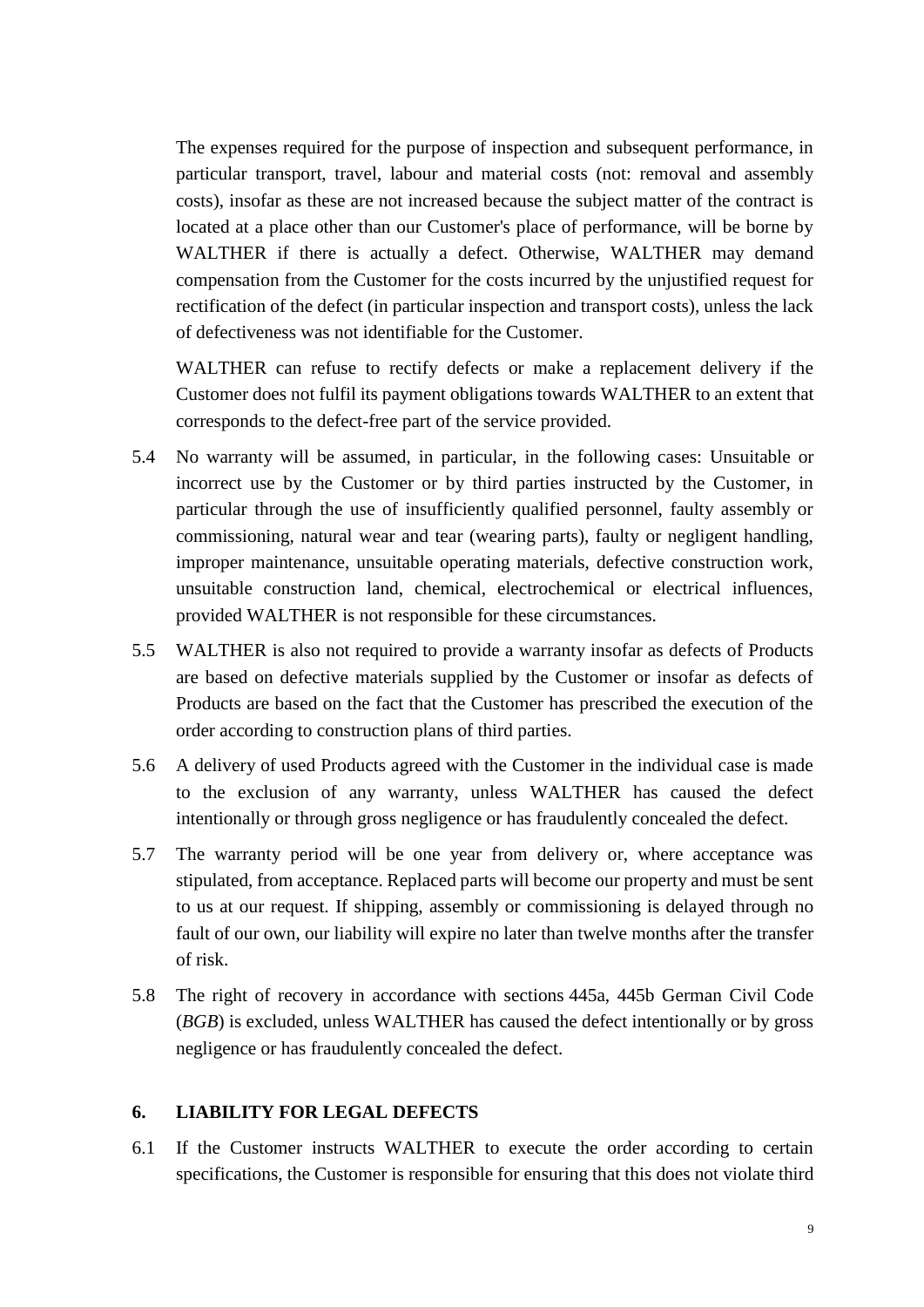The expenses required for the purpose of inspection and subsequent performance, in particular transport, travel, labour and material costs (not: removal and assembly costs), insofar as these are not increased because the subject matter of the contract is located at a place other than our Customer's place of performance, will be borne by WALTHER if there is actually a defect. Otherwise, WALTHER may demand compensation from the Customer for the costs incurred by the unjustified request for rectification of the defect (in particular inspection and transport costs), unless the lack of defectiveness was not identifiable for the Customer.

WALTHER can refuse to rectify defects or make a replacement delivery if the Customer does not fulfil its payment obligations towards WALTHER to an extent that corresponds to the defect-free part of the service provided.

5.4 No warranty will be assumed, in particular, in the following cases: Unsuitable or incorrect use by the Customer or by third parties instructed by the Customer, in particular through the use of insufficiently qualified personnel, faulty assembly or commissioning, natural wear and tear (wearing parts), faulty or negligent handling, improper maintenance, unsuitable operating materials, defective construction work, unsuitable construction land, chemical, electrochemical or electrical influences, provided WALTHER is not responsible for these circumstances.

5.5 WALTHER is also not required to provide a warranty insofar as defects of Products are based on defective materials supplied by the Customer or insofar as defects of Products are based on the fact that the Customer has prescribed the execution of the order according to construction plans of third parties.

5.6 A delivery of used Products agreed with the Customer in the individual case is made to the exclusion of any warranty, unless WALTHER has caused the defect intentionally or through gross negligence or has fraudulently concealed the defect.

5.7 The warranty period will be one year from delivery or, where acceptance was stipulated, from acceptance. Replaced parts will become our property and must be sent to us at our request. If shipping, assembly or commissioning is delayed through no fault of our own, our liability will expire no later than twelve months after the transfer of risk.

5.8 The right of recovery in accordance with sections 445a, 445b German Civil Code (*BGB*) is excluded, unless WALTHER has caused the defect intentionally or by gross negligence or has fraudulently concealed the defect.

## 6. LIABILITY FOR LEGAL DEFECTS

6.1 If the Customer instructs WALTHER to execute the order according to certain specifications, the Customer is responsible for ensuring that this does not violate third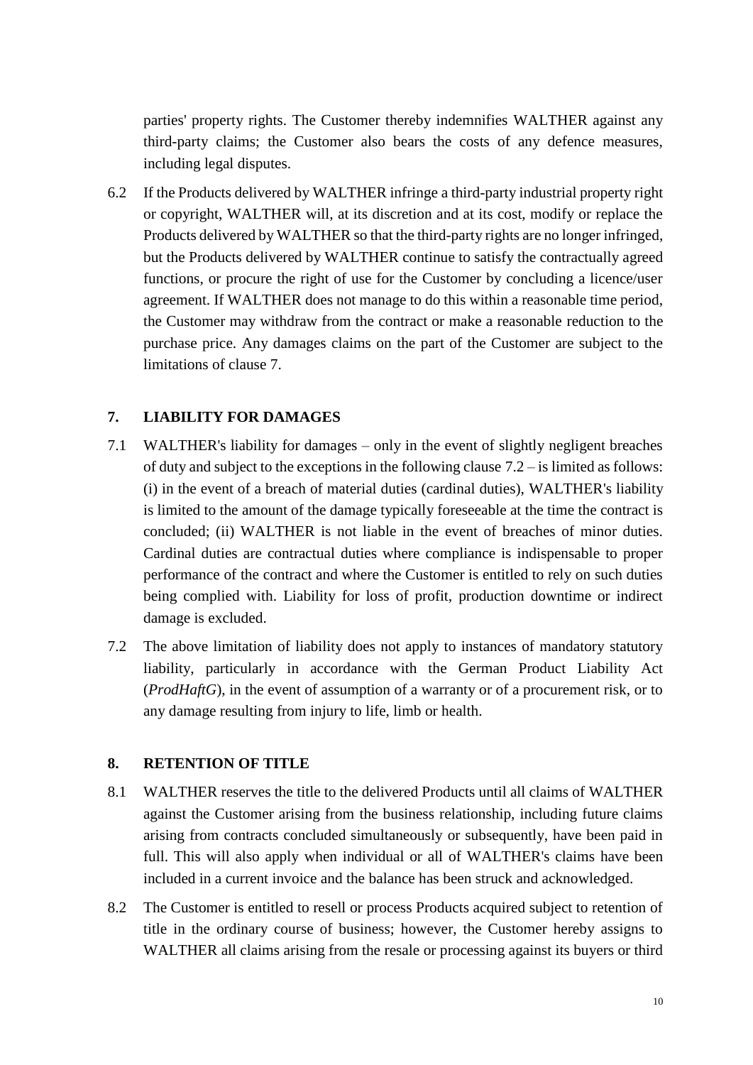parties' property rights. The Customer thereby indemnifies WALTHER against any third-party claims; the Customer also bears the costs of any defence measures, including legal disputes.

6.2 If the Products delivered by WALTHER infringe a third-party industrial property right or copyright, WALTHER will, at its discretion and at its cost, modify or replace the Products delivered by WALTHER so that the third-party rights are no longer infringed, but the Products delivered by WALTHER continue to satisfy the contractually agreed functions, or procure the right of use for the Customer by concluding a licence/user agreement. If WALTHER does not manage to do this within a reasonable time period, the Customer may withdraw from the contract or make a reasonable reduction to the purchase price. Any damages claims on the part of the Customer are subject to the limitations of clause 7.

## 7. LIABILITY FOR DAMAGES

7.1 WALTHER's liability for damages – only in the event of slightly negligent breaches of duty and subject to the exceptions in the following clause 7.2 – is limited as follows: (i) in the event of a breach of material duties (cardinal duties), WALTHER's liability is limited to the amount of the damage typically foreseeable at the time the contract is concluded; (ii) WALTHER is not liable in the event of breaches of minor duties. Cardinal duties are contractual duties where compliance is indispensable to proper performance of the contract and where the Customer is entitled to rely on such duties being complied with. Liability for loss of profit, production downtime or indirect damage is excluded.

7.2 The above limitation of liability does not apply to instances of mandatory statutory liability, particularly in accordance with the German Product Liability Act (*ProdHaftG*), in the event of assumption of a warranty or of a procurement risk, or to any damage resulting from injury to life, limb or health.

## 8. RETENTION OF TITLE

8.1 WALTHER reserves the title to the delivered Products until all claims of WALTHER against the Customer arising from the business relationship, including future claims arising from contracts concluded simultaneously or subsequently, have been paid in full. This will also apply when individual or all of WALTHER's claims have been included in a current invoice and the balance has been struck and acknowledged.

8.2 The Customer is entitled to resell or process Products acquired subject to retention of title in the ordinary course of business; however, the Customer hereby assigns to WALTHER all claims arising from the resale or processing against its buyers or third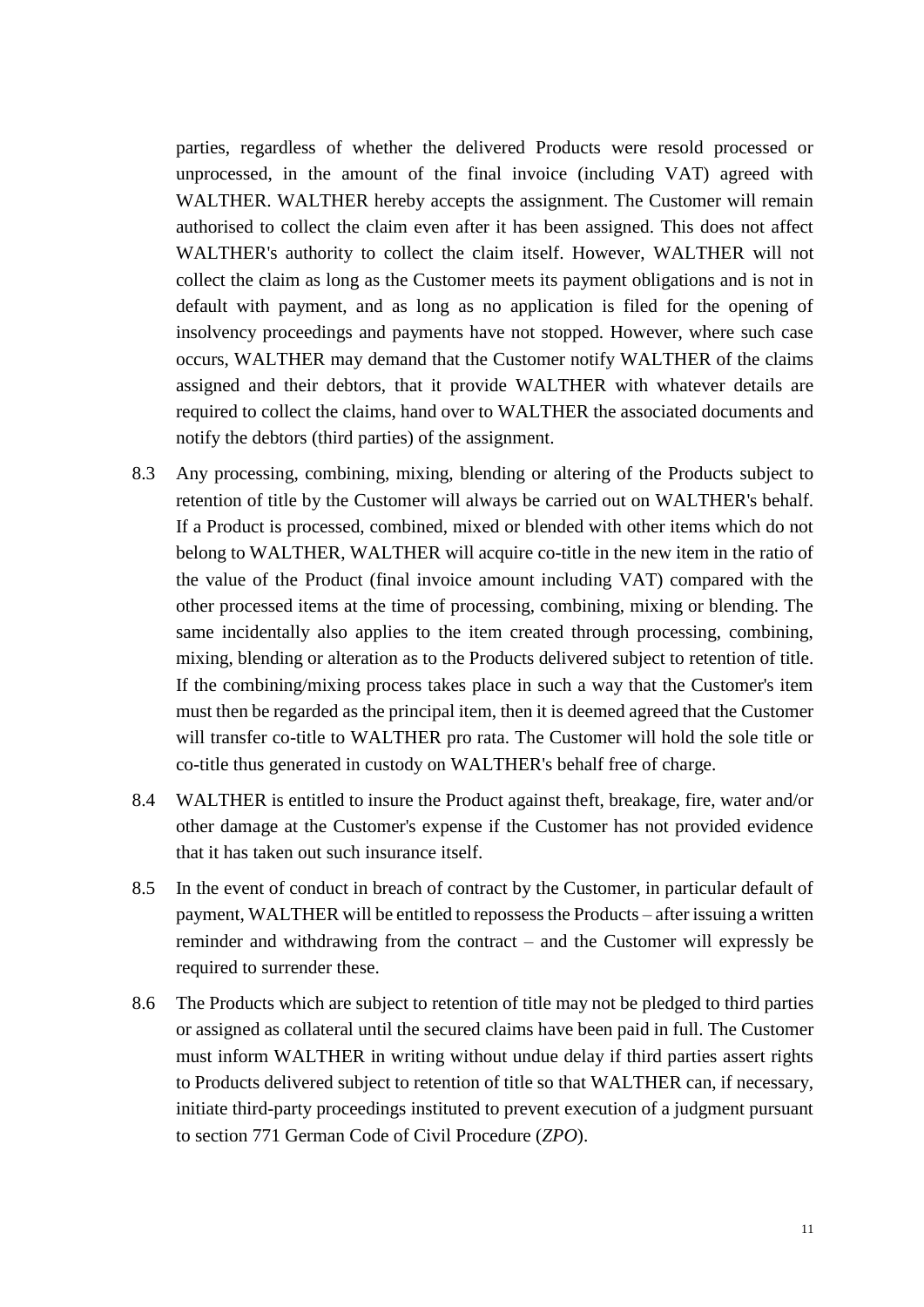parties, regardless of whether the delivered Products were resold processed or unprocessed, in the amount of the final invoice (including VAT) agreed with WALTHER. WALTHER hereby accepts the assignment. The Customer will remain authorised to collect the claim even after it has been assigned. This does not affect WALTHER's authority to collect the claim itself. However, WALTHER will not collect the claim as long as the Customer meets its payment obligations and is not in default with payment, and as long as no application is filed for the opening of insolvency proceedings and payments have not stopped. However, where such case occurs, WALTHER may demand that the Customer notify WALTHER of the claims assigned and their debtors, that it provide WALTHER with whatever details are required to collect the claims, hand over to WALTHER the associated documents and notify the debtors (third parties) of the assignment.

8.3 Any processing, combining, mixing, blending or altering of the Products subject to retention of title by the Customer will always be carried out on WALTHER's behalf. If a Product is processed, combined, mixed or blended with other items which do not belong to WALTHER, WALTHER will acquire co-title in the new item in the ratio of the value of the Product (final invoice amount including VAT) compared with the other processed items at the time of processing, combining, mixing or blending. The same incidentally also applies to the item created through processing, combining, mixing, blending or alteration as to the Products delivered subject to retention of title. If the combining/mixing process takes place in such a way that the Customer's item must then be regarded as the principal item, then it is deemed agreed that the Customer will transfer co-title to WALTHER pro rata. The Customer will hold the sole title or co-title thus generated in custody on WALTHER's behalf free of charge.

8.4 WALTHER is entitled to insure the Product against theft, breakage, fire, water and/or other damage at the Customer's expense if the Customer has not provided evidence that it has taken out such insurance itself.

8.5 In the event of conduct in breach of contract by the Customer, in particular default of payment, WALTHER will be entitled to repossess the Products – after issuing a written reminder and withdrawing from the contract – and the Customer will expressly be required to surrender these.

8.6 The Products which are subject to retention of title may not be pledged to third parties or assigned as collateral until the secured claims have been paid in full. The Customer must inform WALTHER in writing without undue delay if third parties assert rights to Products delivered subject to retention of title so that WALTHER can, if necessary, initiate third-party proceedings instituted to prevent execution of a judgment pursuant to section 771 German Code of Civil Procedure (*ZPO*).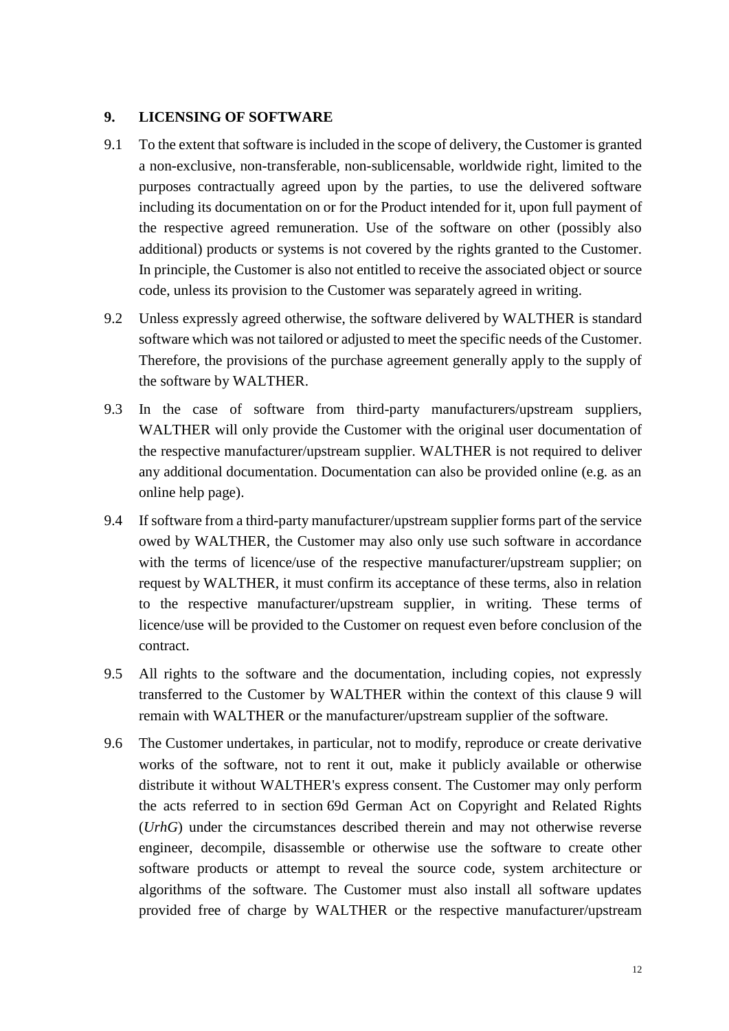## 9. LICENSING OF SOFTWARE

9.1 To the extent that software is included in the scope of delivery, the Customer is granted a non-exclusive, non-transferable, non-sublicensable, worldwide right, limited to the purposes contractually agreed upon by the parties, to use the delivered software including its documentation on or for the Product intended for it, upon full payment of the respective agreed remuneration. Use of the software on other (possibly also additional) products or systems is not covered by the rights granted to the Customer. In principle, the Customer is also not entitled to receive the associated object or source code, unless its provision to the Customer was separately agreed in writing.

9.2 Unless expressly agreed otherwise, the software delivered by WALTHER is standard software which was not tailored or adjusted to meet the specific needs of the Customer. Therefore, the provisions of the purchase agreement generally apply to the supply of the software by WALTHER.

9.3 In the case of software from third-party manufacturers/upstream suppliers, WALTHER will only provide the Customer with the original user documentation of the respective manufacturer/upstream supplier. WALTHER is not required to deliver any additional documentation. Documentation can also be provided online (e.g. as an online help page).

9.4 If software from a third-party manufacturer/upstream supplier forms part of the service owed by WALTHER, the Customer may also only use such software in accordance with the terms of licence/use of the respective manufacturer/upstream supplier; on request by WALTHER, it must confirm its acceptance of these terms, also in relation to the respective manufacturer/upstream supplier, in writing. These terms of licence/use will be provided to the Customer on request even before conclusion of the contract.

9.5 All rights to the software and the documentation, including copies, not expressly transferred to the Customer by WALTHER within the context of this clause 9 will remain with WALTHER or the manufacturer/upstream supplier of the software.

9.6 The Customer undertakes, in particular, not to modify, reproduce or create derivative works of the software, not to rent it out, make it publicly available or otherwise distribute it without WALTHER's express consent. The Customer may only perform the acts referred to in section 69d German Act on Copyright and Related Rights (*UrhG*) under the circumstances described therein and may not otherwise reverse engineer, decompile, disassemble or otherwise use the software to create other software products or attempt to reveal the source code, system architecture or algorithms of the software. The Customer must also install all software updates provided free of charge by WALTHER or the respective manufacturer/upstream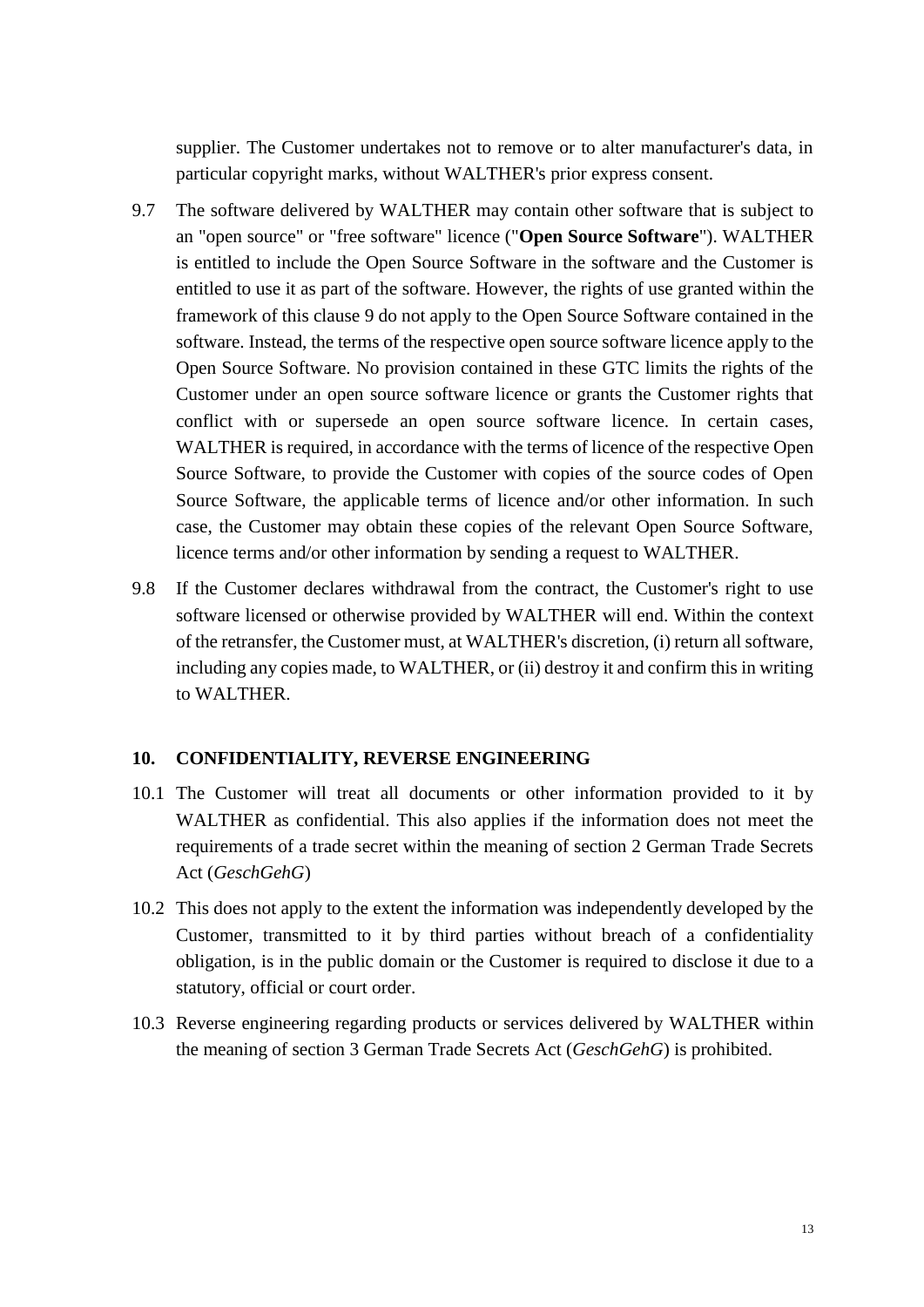supplier. The Customer undertakes not to remove or to alter manufacturer's data, in particular copyright marks, without WALTHER's prior express consent.

9.7 The software delivered by WALTHER may contain other software that is subject to an "open source" or "free software" licence ("**Open Source Software**"). WALTHER is entitled to include the Open Source Software in the software and the Customer is entitled to use it as part of the software. However, the rights of use granted within the framework of this clause 9 do not apply to the Open Source Software contained in the software. Instead, the terms of the respective open source software licence apply to the Open Source Software. No provision contained in these GTC limits the rights of the Customer under an open source software licence or grants the Customer rights that conflict with or supersede an open source software licence. In certain cases, WALTHER is required, in accordance with the terms of licence of the respective Open Source Software, to provide the Customer with copies of the source codes of Open Source Software, the applicable terms of licence and/or other information. In such case, the Customer may obtain these copies of the relevant Open Source Software, licence terms and/or other information by sending a request to WALTHER.

9.8 If the Customer declares withdrawal from the contract, the Customer's right to use software licensed or otherwise provided by WALTHER will end. Within the context of the retransfer, the Customer must, at WALTHER's discretion, (i) return all software, including any copies made, to WALTHER, or (ii) destroy it and confirm this in writing to WALTHER.

## 10. CONFIDENTIALITY, REVERSE ENGINEERING

10.1 The Customer will treat all documents or other information provided to it by WALTHER as confidential. This also applies if the information does not meet the requirements of a trade secret within the meaning of section 2 German Trade Secrets Act (*GeschGehG*)

10.2 This does not apply to the extent the information was independently developed by the Customer, transmitted to it by third parties without breach of a confidentiality obligation, is in the public domain or the Customer is required to disclose it due to a statutory, official or court order.

10.3 Reverse engineering regarding products or services delivered by WALTHER within the meaning of section 3 German Trade Secrets Act (*GeschGehG*) is prohibited.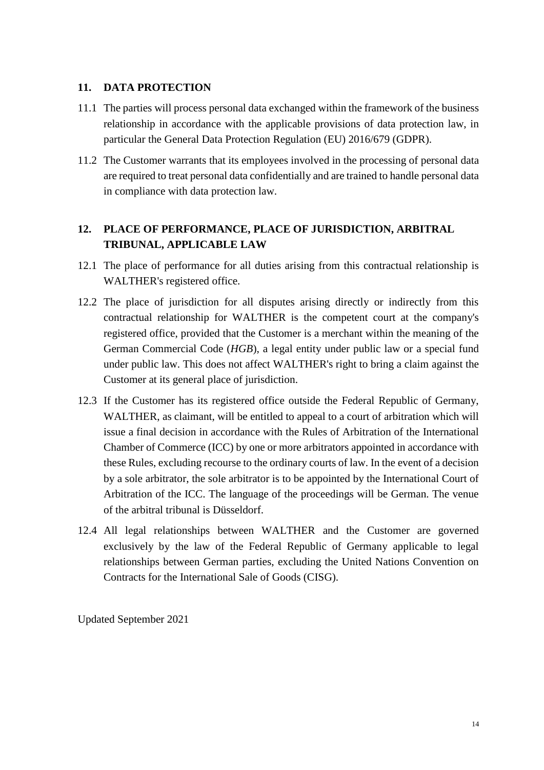## 11. DATA PROTECTION

11.1 The parties will process personal data exchanged within the framework of the business relationship in accordance with the applicable provisions of data protection law, in particular the General Data Protection Regulation (EU) 2016/679 (GDPR).

11.2 The Customer warrants that its employees involved in the processing of personal data are required to treat personal data confidentially and are trained to handle personal data in compliance with data protection law.

## 12. PLACE OF PERFORMANCE, PLACE OF JURISDICTION, ARBITRAL TRIBUNAL, APPLICABLE LAW

12.1 The place of performance for all duties arising from this contractual relationship is WALTHER's registered office.

12.2 The place of jurisdiction for all disputes arising directly or indirectly from this contractual relationship for WALTHER is the competent court at the company's registered office, provided that the Customer is a merchant within the meaning of the German Commercial Code (*HGB*), a legal entity under public law or a special fund under public law. This does not affect WALTHER's right to bring a claim against the Customer at its general place of jurisdiction.

12.3 If the Customer has its registered office outside the Federal Republic of Germany, WALTHER, as claimant, will be entitled to appeal to a court of arbitration which will issue a final decision in accordance with the Rules of Arbitration of the International Chamber of Commerce (ICC) by one or more arbitrators appointed in accordance with these Rules, excluding recourse to the ordinary courts of law. In the event of a decision by a sole arbitrator, the sole arbitrator is to be appointed by the International Court of Arbitration of the ICC. The language of the proceedings will be German. The venue of the arbitral tribunal is Düsseldorf.

12.4 All legal relationships between WALTHER and the Customer are governed exclusively by the law of the Federal Republic of Germany applicable to legal relationships between German parties, excluding the United Nations Convention on Contracts for the International Sale of Goods (CISG).

Updated September 2021